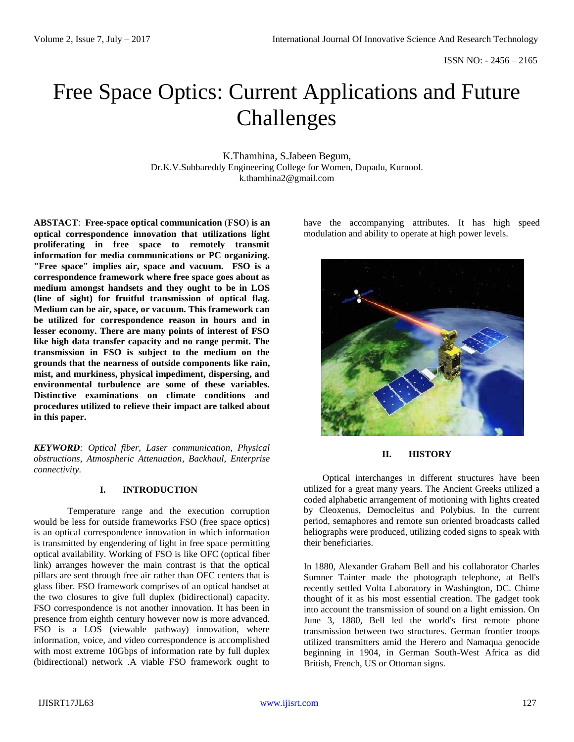# Free Space Optics: Current Applications and Future Challenges

K.Thamhina, S.Jabeen Begum,
Dr.K.V.Subbareddy Engineering College for Women, Dupadu, Kurnool.
k.thamhina2@gmail.com

**ABSTACT**: **Free-space optical communication (FSO) is an optical correspondence innovation that utilizations light proliferating in free space to remotely transmit information for media communications or PC organizing. "Free space" implies air, space and vacuum. FSO is a correspondence framework where free space goes about as medium amongst handsets and they ought to be in LOS (line of sight) for fruitful transmission of optical flag. Medium can be air, space, or vacuum. This framework can be utilized for correspondence reason in hours and in lesser economy. There are many points of interest of FSO like high data transfer capacity and no range permit. The transmission in FSO is subject to the medium on the grounds that the nearness of outside components like rain, mist, and murkiness, physical impediment, dispersing, and environmental turbulence are some of these variables. Distinctive examinations on climate conditions and procedures utilized to relieve their impact are talked about in this paper.**

***KEYWORD***: *Optical fiber, Laser communication, Physical obstructions, Atmospheric Attenuation, Backhaul, Enterprise connectivity.*

## I. INTRODUCTION

Temperature range and the execution corruption would be less for outside frameworks FSO (free space optics) is an optical correspondence innovation in which information is transmitted by engendering of light in free space permitting optical availability. Working of FSO is like OFC (optical fiber link) arranges however the main contrast is that the optical pillars are sent through free air rather than OFC centers that is glass fiber. FSO framework comprises of an optical handset at the two closures to give full duplex (bidirectional) capacity. FSO correspondence is not another innovation. It has been in presence from eighth century however now is more advanced. FSO is a LOS (viewable pathway) innovation, where information, voice, and video correspondence is accomplished with most extreme 10Gbps of information rate by full duplex (bidirectional) network .A viable FSO framework ought to have the accompanying attributes. It has high speed modulation and ability to operate at high power levels.

## II. HISTORY

Optical interchanges in different structures have been utilized for a great many years. The Ancient Greeks utilized a coded alphabetic arrangement of motioning with lights created by Cleoxenus, Democleitus and Polybius. In the current period, semaphores and remote sun oriented broadcasts called heliographs were produced, utilizing coded signs to speak with their beneficiaries.

In 1880, Alexander Graham Bell and his collaborator Charles Sumner Tainter made the photograph telephone, at Bell's recently settled Volta Laboratory in Washington, DC. Chime thought of it as his most essential creation. The gadget took into account the transmission of sound on a light emission. On June 3, 1880, Bell led the world's first remote phone transmission between two structures. German frontier troops utilized transmitters amid the Herero and Namaqua genocide beginning in 1904, in German South-West Africa as did British, French, US or Ottoman signs.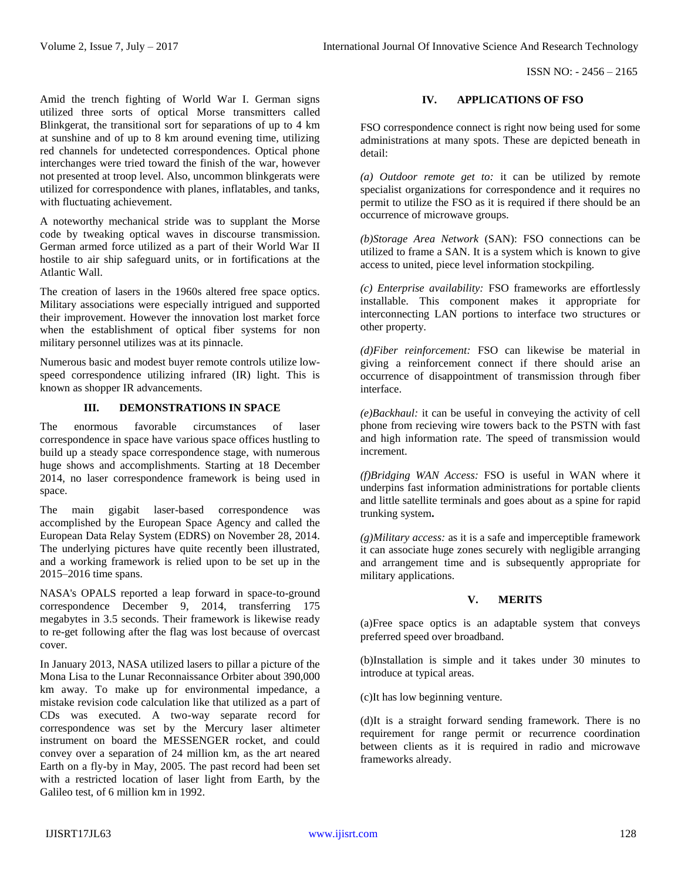Amid the trench fighting of World War I. German signs utilized three sorts of optical Morse transmitters called Blinkgerat, the transitional sort for separations of up to 4 km at sunshine and of up to 8 km around evening time, utilizing red channels for undetected correspondences. Optical phone interchanges were tried toward the finish of the war, however not presented at troop level. Also, uncommon blinkgerats were utilized for correspondence with planes, inflatables, and tanks, with fluctuating achievement.

A noteworthy mechanical stride was to supplant the Morse code by tweaking optical waves in discourse transmission. German armed force utilized as a part of their World War II hostile to air ship safeguard units, or in fortifications at the Atlantic Wall.

The creation of lasers in the 1960s altered free space optics. Military associations were especially intrigued and supported their improvement. However the innovation lost market force when the establishment of optical fiber systems for non military personnel utilizes was at its pinnacle.

Numerous basic and modest buyer remote controls utilize low-speed correspondence utilizing infrared (IR) light. This is known as shopper IR advancements.

## III. DEMONSTRATIONS IN SPACE

The enormous favorable circumstances of laser correspondence in space have various space offices hustling to build up a steady space correspondence stage, with numerous huge shows and accomplishments. Starting at 18 December 2014, no laser correspondence framework is being used in space.

The main gigabit laser-based correspondence was accomplished by the European Space Agency and called the European Data Relay System (EDRS) on November 28, 2014. The underlying pictures have quite recently been illustrated, and a working framework is relied upon to be set up in the 2015–2016 time spans.

NASA's OPALS reported a leap forward in space-to-ground correspondence December 9, 2014, transferring 175 megabytes in 3.5 seconds. Their framework is likewise ready to re-get following after the flag was lost because of overcast cover.

In January 2013, NASA utilized lasers to pillar a picture of the Mona Lisa to the Lunar Reconnaissance Orbiter about 390,000 km away. To make up for environmental impedance, a mistake revision code calculation like that utilized as a part of CDs was executed. A two-way separate record for correspondence was set by the Mercury laser altimeter instrument on board the MESSENGER rocket, and could convey over a separation of 24 million km, as the art neared Earth on a fly-by in May, 2005. The past record had been set with a restricted location of laser light from Earth, by the Galileo test, of 6 million km in 1992.

## IV. APPLICATIONS OF FSO

FSO correspondence connect is right now being used for some administrations at many spots. These are depicted beneath in detail:

*(a) Outdoor remote get to:* it can be utilized by remote specialist organizations for correspondence and it requires no permit to utilize the FSO as it is required if there should be an occurrence of microwave groups.

*(b)Storage Area Network* (SAN): FSO connections can be utilized to frame a SAN. It is a system which is known to give access to united, piece level information stockpiling.

*(c) Enterprise availability:* FSO frameworks are effortlessly installable. This component makes it appropriate for interconnecting LAN portions to interface two structures or other property.

*(d)Fiber reinforcement:* FSO can likewise be material in giving a reinforcement connect if there should arise an occurrence of disappointment of transmission through fiber interface.

*(e)Backhaul:* it can be useful in conveying the activity of cell phone from recieving wire towers back to the PSTN with fast and high information rate. The speed of transmission would increment.

*(f)Bridging WAN Access:* FSO is useful in WAN where it underpins fast information administrations for portable clients and little satellite terminals and goes about as a spine for rapid trunking system**.**

*(g)Military access:* as it is a safe and imperceptible framework it can associate huge zones securely with negligible arranging and arrangement time and is subsequently appropriate for military applications.

## V. MERITS

(a)Free space optics is an adaptable system that conveys preferred speed over broadband.

(b)Installation is simple and it takes under 30 minutes to introduce at typical areas.

(c)It has low beginning venture.

(d)It is a straight forward sending framework. There is no requirement for range permit or recurrence coordination between clients as it is required in radio and microwave frameworks already.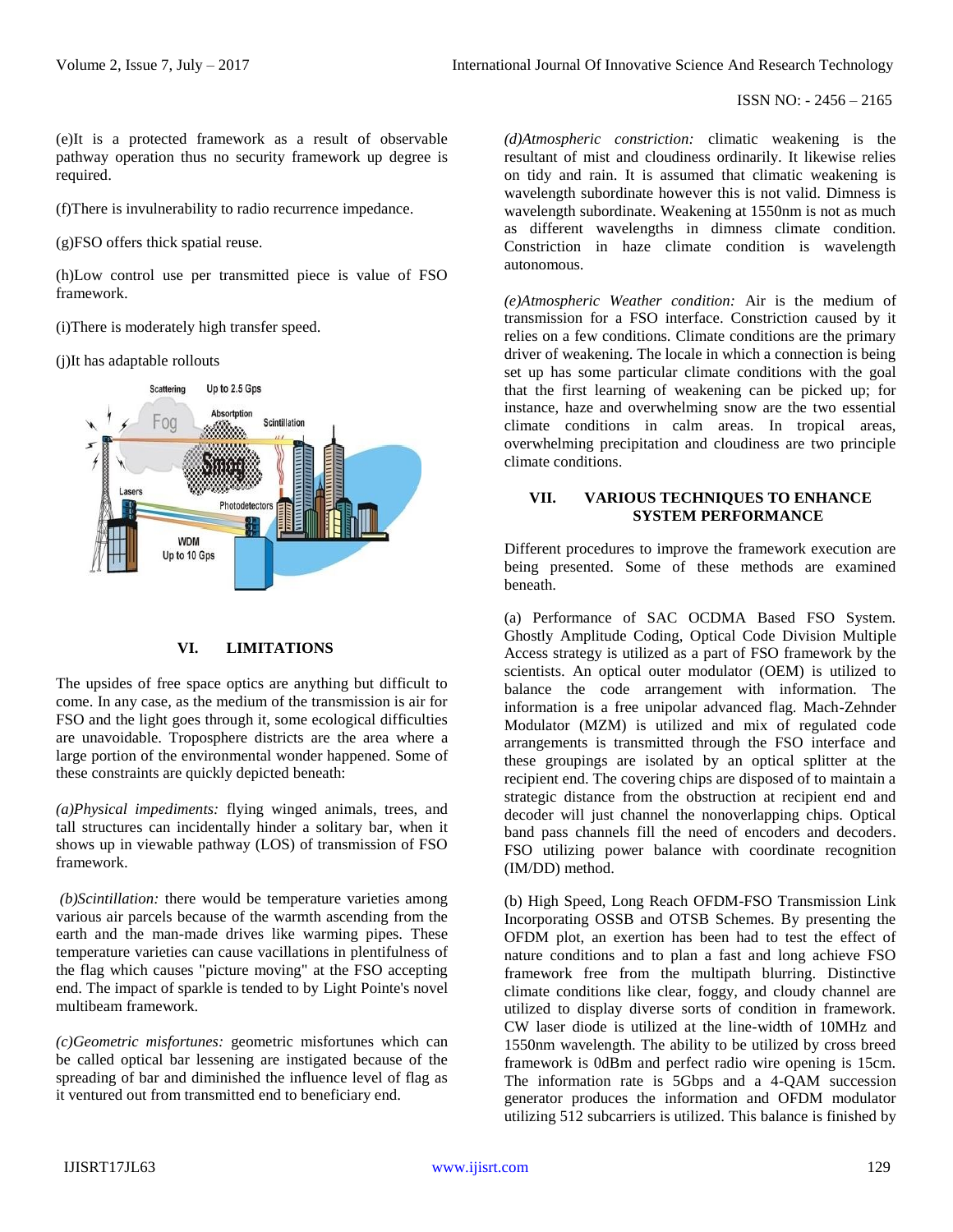(e)It is a protected framework as a result of observable pathway operation thus no security framework up degree is required.

(f)There is invulnerability to radio recurrence impedance.

(g)FSO offers thick spatial reuse.

(h)Low control use per transmitted piece is value of FSO framework.

(i)There is moderately high transfer speed.

(j)It has adaptable rollouts

## VI. LIMITATIONS

The upsides of free space optics are anything but difficult to come. In any case, as the medium of the transmission is air for FSO and the light goes through it, some ecological difficulties are unavoidable. Troposphere districts are the area where a large portion of the environmental wonder happened. Some of these constraints are quickly depicted beneath:

*(a)Physical impediments:* flying winged animals, trees, and tall structures can incidentally hinder a solitary bar, when it shows up in viewable pathway (LOS) of transmission of FSO framework.

*(b)Scintillation:* there would be temperature varieties among various air parcels because of the warmth ascending from the earth and the man-made drives like warming pipes. These temperature varieties can cause vacillations in plentifulness of the flag which causes "picture moving" at the FSO accepting end. The impact of sparkle is tended to by Light Pointe's novel multibeam framework.

*(c)Geometric misfortunes:* geometric misfortunes which can be called optical bar lessening are instigated because of the spreading of bar and diminished the influence level of flag as it ventured out from transmitted end to beneficiary end.

*(d)Atmospheric constriction:* climatic weakening is the resultant of mist and cloudiness ordinarily. It likewise relies on tidy and rain. It is assumed that climatic weakening is wavelength subordinate however this is not valid. Dimness is wavelength subordinate. Weakening at 1550nm is not as much as different wavelengths in dimness climate condition. Constriction in haze climate condition is wavelength autonomous.

*(e)Atmospheric Weather condition:* Air is the medium of transmission for a FSO interface. Constriction caused by it relies on a few conditions. Climate conditions are the primary driver of weakening. The locale in which a connection is being set up has some particular climate conditions with the goal that the first learning of weakening can be picked up; for instance, haze and overwhelming snow are the two essential climate conditions in calm areas. In tropical areas, overwhelming precipitation and cloudiness are two principle climate conditions.

## VII. VARIOUS TECHNIQUES TO ENHANCE SYSTEM PERFORMANCE

Different procedures to improve the framework execution are being presented. Some of these methods are examined beneath.

(a) Performance of SAC OCDMA Based FSO System. Ghostly Amplitude Coding, Optical Code Division Multiple Access strategy is utilized as a part of FSO framework by the scientists. An optical outer modulator (OEM) is utilized to balance the code arrangement with information. The information is a free unipolar advanced flag. Mach-Zehnder Modulator (MZM) is utilized and mix of regulated code arrangements is transmitted through the FSO interface and these groupings are isolated by an optical splitter at the recipient end. The covering chips are disposed of to maintain a strategic distance from the obstruction at recipient end and decoder will just channel the nonoverlapping chips. Optical band pass channels fill the need of encoders and decoders. FSO utilizing power balance with coordinate recognition (IM/DD) method.

(b) High Speed, Long Reach OFDM-FSO Transmission Link Incorporating OSSB and OTSB Schemes. By presenting the OFDM plot, an exertion has been had to test the effect of nature conditions and to plan a fast and long achieve FSO framework free from the multipath blurring. Distinctive climate conditions like clear, foggy, and cloudy channel are utilized to display diverse sorts of condition in framework. CW laser diode is utilized at the line-width of 10MHz and 1550nm wavelength. The ability to be utilized by cross breed framework is 0dBm and perfect radio wire opening is 15cm. The information rate is 5Gbps and a 4-QAM succession generator produces the information and OFDM modulator utilizing 512 subcarriers is utilized. This balance is finished by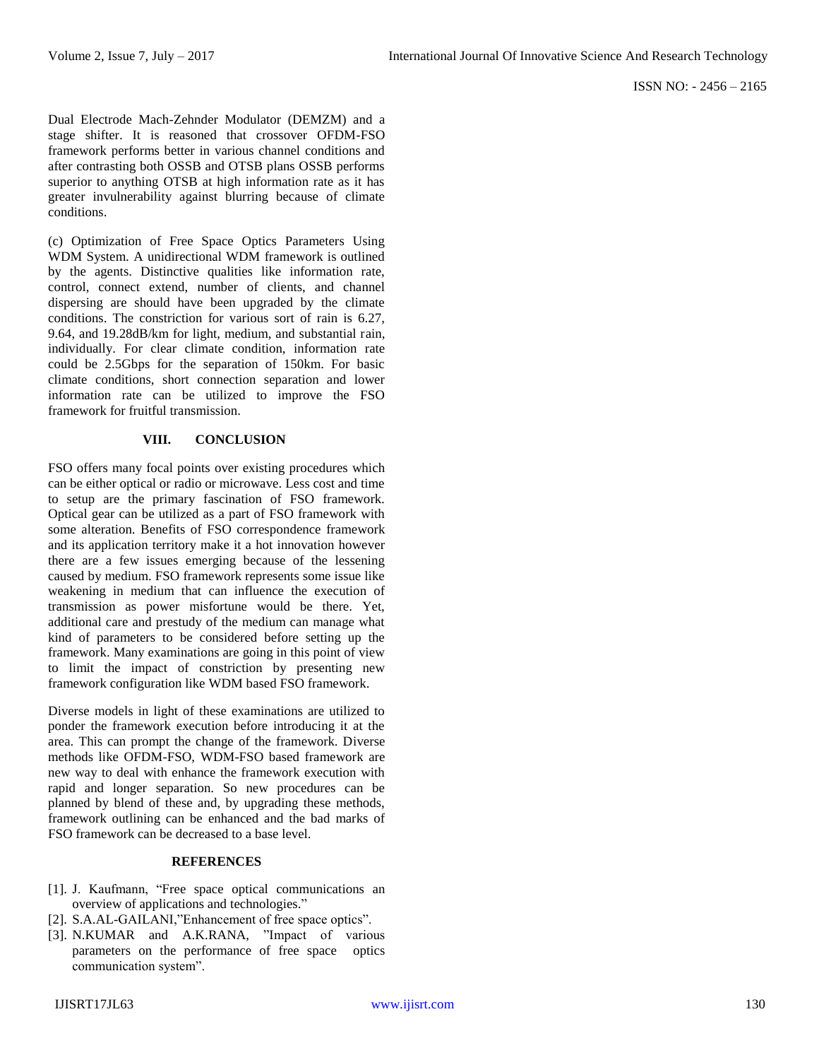Dual Electrode Mach-Zehnder Modulator (DEMZM) and a stage shifter. It is reasoned that crossover OFDM-FSO framework performs better in various channel conditions and after contrasting both OSSB and OTSB plans OSSB performs superior to anything OTSB at high information rate as it has greater invulnerability against blurring because of climate conditions.

(c) Optimization of Free Space Optics Parameters Using WDM System. A unidirectional WDM framework is outlined by the agents. Distinctive qualities like information rate, control, connect extend, number of clients, and channel dispersing are should have been upgraded by the climate conditions. The constriction for various sort of rain is 6.27, 9.64, and 19.28dB/km for light, medium, and substantial rain, individually. For clear climate condition, information rate could be 2.5Gbps for the separation of 150km. For basic climate conditions, short connection separation and lower information rate can be utilized to improve the FSO framework for fruitful transmission.

## VIII. CONCLUSION

FSO offers many focal points over existing procedures which can be either optical or radio or microwave. Less cost and time to setup are the primary fascination of FSO framework. Optical gear can be utilized as a part of FSO framework with some alteration. Benefits of FSO correspondence framework and its application territory make it a hot innovation however there are a few issues emerging because of the lessening caused by medium. FSO framework represents some issue like weakening in medium that can influence the execution of transmission as power misfortune would be there. Yet, additional care and prestudy of the medium can manage what kind of parameters to be considered before setting up the framework. Many examinations are going in this point of view to limit the impact of constriction by presenting new framework configuration like WDM based FSO framework.

Diverse models in light of these examinations are utilized to ponder the framework execution before introducing it at the area. This can prompt the change of the framework. Diverse methods like OFDM-FSO, WDM-FSO based framework are new way to deal with enhance the framework execution with rapid and longer separation. So new procedures can be planned by blend of these and, by upgrading these methods, framework outlining can be enhanced and the bad marks of FSO framework can be decreased to a base level.

## REFERENCES

[1]. J. Kaufmann, “Free space optical communications an overview of applications and technologies.”

[2]. S.A.AL-GAILANI,”Enhancement of free space optics”.

[3]. N.KUMAR and A.K.RANA, ”Impact of various parameters on the performance of free space optics communication system”.